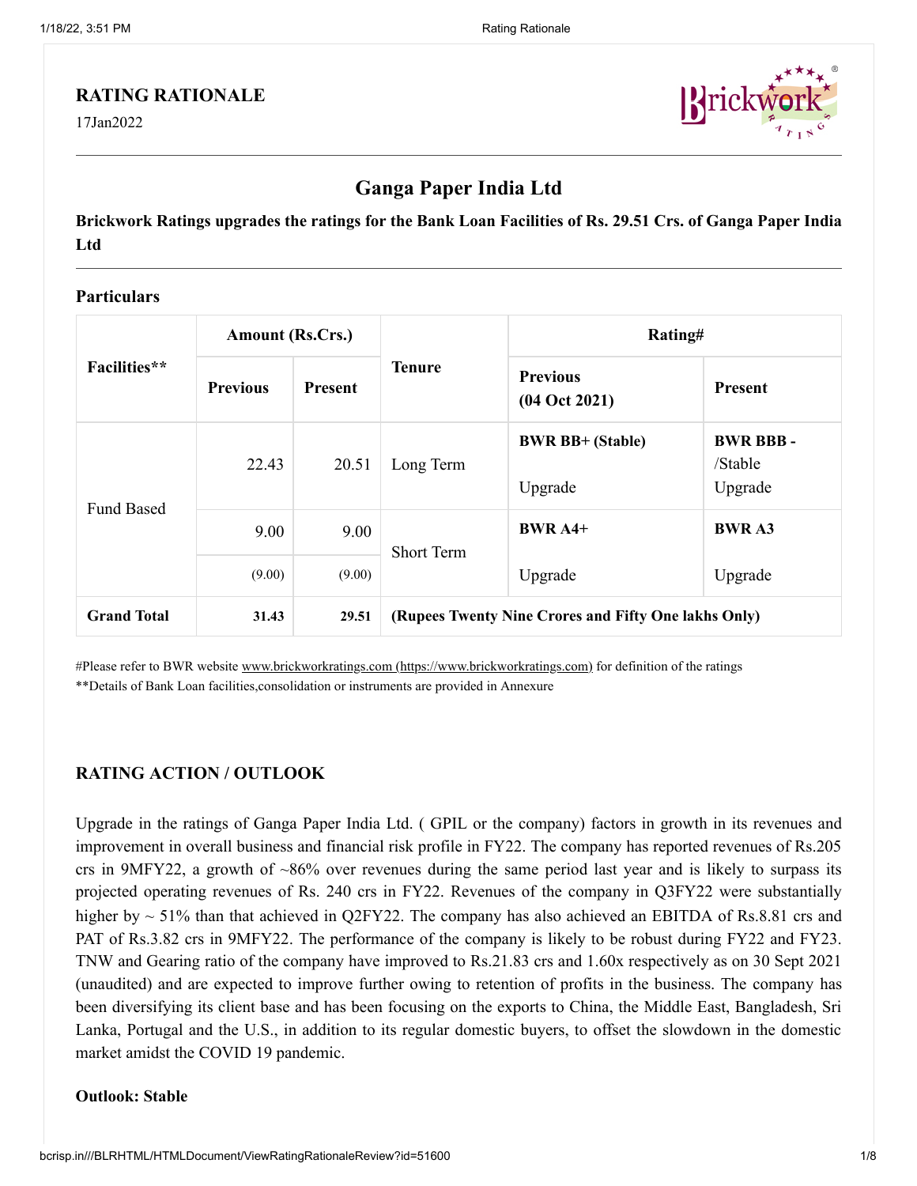## RATING RATIONALE

17Jan2022

# Ganga Paper India Ltd

**Brickwork Ratings upgrades the ratings for the Bank Loan Facilities of Rs. 29.51 Crs. of Ganga Paper India Ltd**

### Particulars

| Facilities** | Amount (Rs.Crs.) | | Tenure | Rating# | |
|---|---|---|---|---|---|
| | Previous | Present | | Previous (04 Oct 2021) | Present |
| Fund Based | 22.43 | 20.51 | Long Term | **BWR BB+ (Stable)** Upgrade | **BWR BBB -** /Stable Upgrade |
| | 9.00 | 9.00 | Short Term | **BWR A4+** Upgrade | **BWR A3** Upgrade |
| | (9.00) | (9.00) | | | |
| **Grand Total** | **31.43** | **29.51** | **(Rupees Twenty Nine Crores and Fifty One lakhs Only)** | | |

#Please refer to BWR website www.brickworkratings.com (https://www.brickworkratings.com) for definition of the ratings
**Details of Bank Loan facilities,consolidation or instruments are provided in Annexure

### RATING ACTION / OUTLOOK

Upgrade in the ratings of Ganga Paper India Ltd. ( GPIL or the company) factors in growth in its revenues and improvement in overall business and financial risk profile in FY22. The company has reported revenues of Rs.205 crs in 9MFY22, a growth of ~86% over revenues during the same period last year and is likely to surpass its projected operating revenues of Rs. 240 crs in FY22. Revenues of the company in Q3FY22 were substantially higher by ~ 51% than that achieved in Q2FY22. The company has also achieved an EBITDA of Rs.8.81 crs and PAT of Rs.3.82 crs in 9MFY22. The performance of the company is likely to be robust during FY22 and FY23. TNW and Gearing ratio of the company have improved to Rs.21.83 crs and 1.60x respectively as on 30 Sept 2021 (unaudited) and are expected to improve further owing to retention of profits in the business. The company has been diversifying its client base and has been focusing on the exports to China, the Middle East, Bangladesh, Sri Lanka, Portugal and the U.S., in addition to its regular domestic buyers, to offset the slowdown in the domestic market amidst the COVID 19 pandemic.

**Outlook: Stable**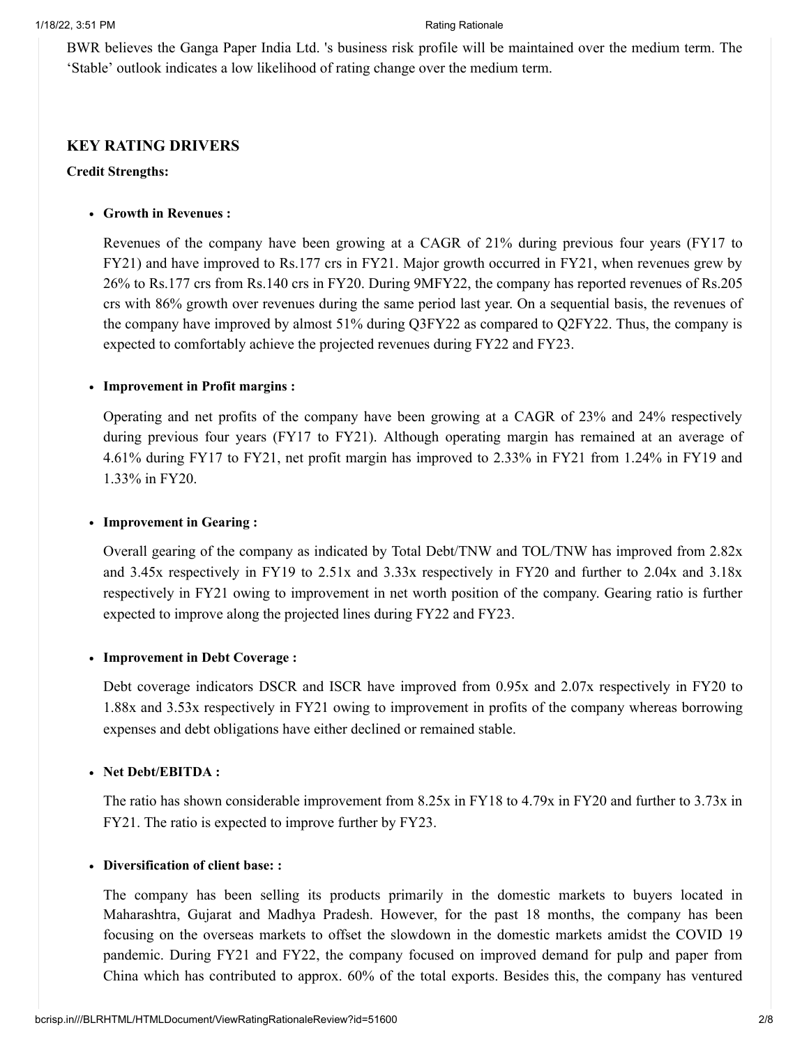BWR believes the Ganga Paper India Ltd. 's business risk profile will be maintained over the medium term. The 'Stable' outlook indicates a low likelihood of rating change over the medium term.

## KEY RATING DRIVERS

**Credit Strengths:**

- **Growth in Revenues :**

  Revenues of the company have been growing at a CAGR of 21% during previous four years (FY17 to FY21) and have improved to Rs.177 crs in FY21. Major growth occurred in FY21, when revenues grew by 26% to Rs.177 crs from Rs.140 crs in FY20. During 9MFY22, the company has reported revenues of Rs.205 crs with 86% growth over revenues during the same period last year. On a sequential basis, the revenues of the company have improved by almost 51% during Q3FY22 as compared to Q2FY22. Thus, the company is expected to comfortably achieve the projected revenues during FY22 and FY23.

- **Improvement in Profit margins :**

  Operating and net profits of the company have been growing at a CAGR of 23% and 24% respectively during previous four years (FY17 to FY21). Although operating margin has remained at an average of 4.61% during FY17 to FY21, net profit margin has improved to 2.33% in FY21 from 1.24% in FY19 and 1.33% in FY20.

- **Improvement in Gearing :**

  Overall gearing of the company as indicated by Total Debt/TNW and TOL/TNW has improved from 2.82x and 3.45x respectively in FY19 to 2.51x and 3.33x respectively in FY20 and further to 2.04x and 3.18x respectively in FY21 owing to improvement in net worth position of the company. Gearing ratio is further expected to improve along the projected lines during FY22 and FY23.

- **Improvement in Debt Coverage :**

  Debt coverage indicators DSCR and ISCR have improved from 0.95x and 2.07x respectively in FY20 to 1.88x and 3.53x respectively in FY21 owing to improvement in profits of the company whereas borrowing expenses and debt obligations have either declined or remained stable.

- **Net Debt/EBITDA :**

  The ratio has shown considerable improvement from 8.25x in FY18 to 4.79x in FY20 and further to 3.73x in FY21. The ratio is expected to improve further by FY23.

- **Diversification of client base: :**

  The company has been selling its products primarily in the domestic markets to buyers located in Maharashtra, Gujarat and Madhya Pradesh. However, for the past 18 months, the company has been focusing on the overseas markets to offset the slowdown in the domestic markets amidst the COVID 19 pandemic. During FY21 and FY22, the company focused on improved demand for pulp and paper from China which has contributed to approx. 60% of the total exports. Besides this, the company has ventured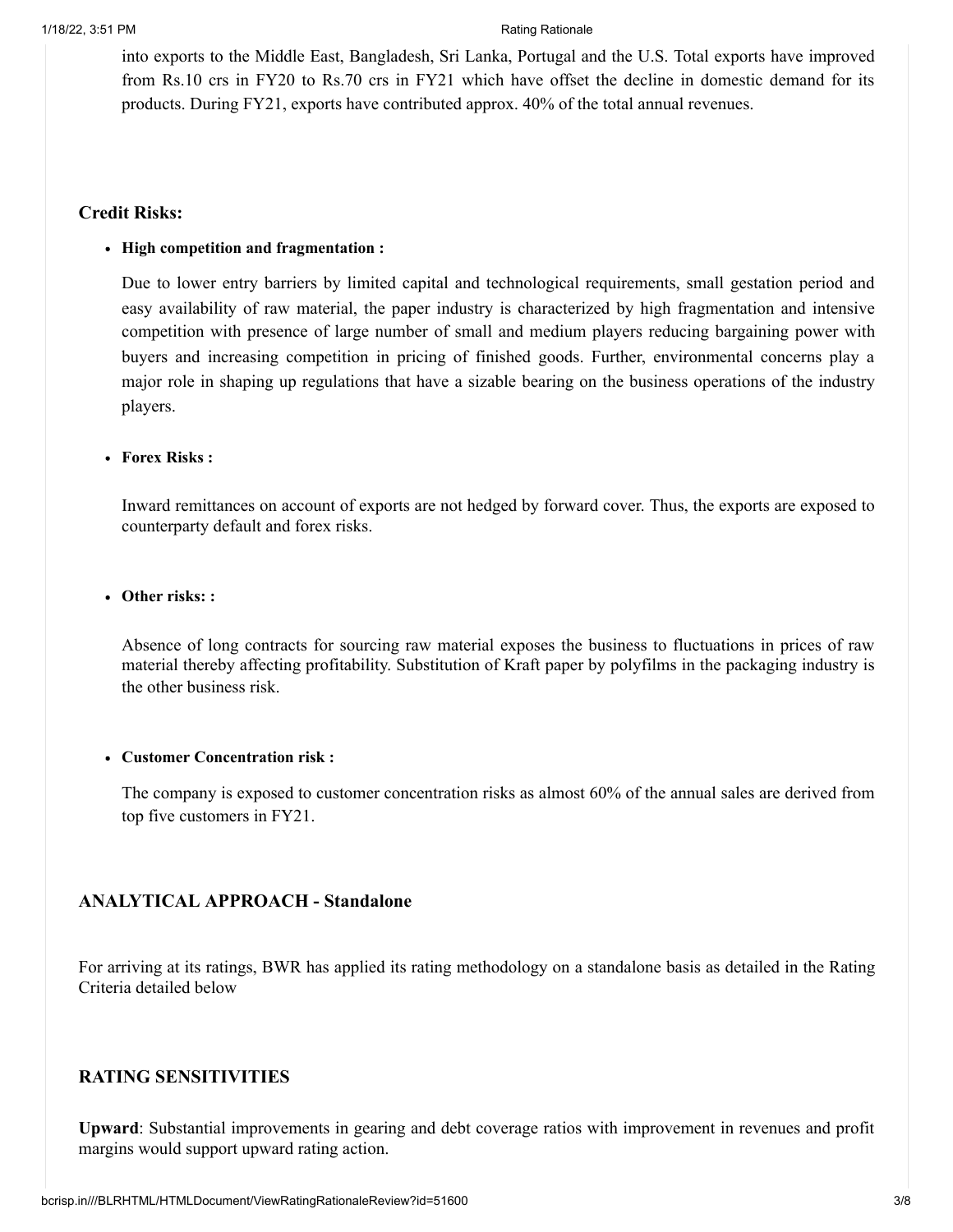into exports to the Middle East, Bangladesh, Sri Lanka, Portugal and the U.S. Total exports have improved from Rs.10 crs in FY20 to Rs.70 crs in FY21 which have offset the decline in domestic demand for its products. During FY21, exports have contributed approx. 40% of the total annual revenues.

### Credit Risks:

- **High competition and fragmentation :**

  Due to lower entry barriers by limited capital and technological requirements, small gestation period and easy availability of raw material, the paper industry is characterized by high fragmentation and intensive competition with presence of large number of small and medium players reducing bargaining power with buyers and increasing competition in pricing of finished goods. Further, environmental concerns play a major role in shaping up regulations that have a sizable bearing on the business operations of the industry players.

- **Forex Risks :**

  Inward remittances on account of exports are not hedged by forward cover. Thus, the exports are exposed to counterparty default and forex risks.

- **Other risks: :**

  Absence of long contracts for sourcing raw material exposes the business to fluctuations in prices of raw material thereby affecting profitability. Substitution of Kraft paper by polyfilms in the packaging industry is the other business risk.

- **Customer Concentration risk :**

  The company is exposed to customer concentration risks as almost 60% of the annual sales are derived from top five customers in FY21.

## ANALYTICAL APPROACH - Standalone

For arriving at its ratings, BWR has applied its rating methodology on a standalone basis as detailed in the Rating Criteria detailed below

## RATING SENSITIVITIES

**Upward**: Substantial improvements in gearing and debt coverage ratios with improvement in revenues and profit margins would support upward rating action.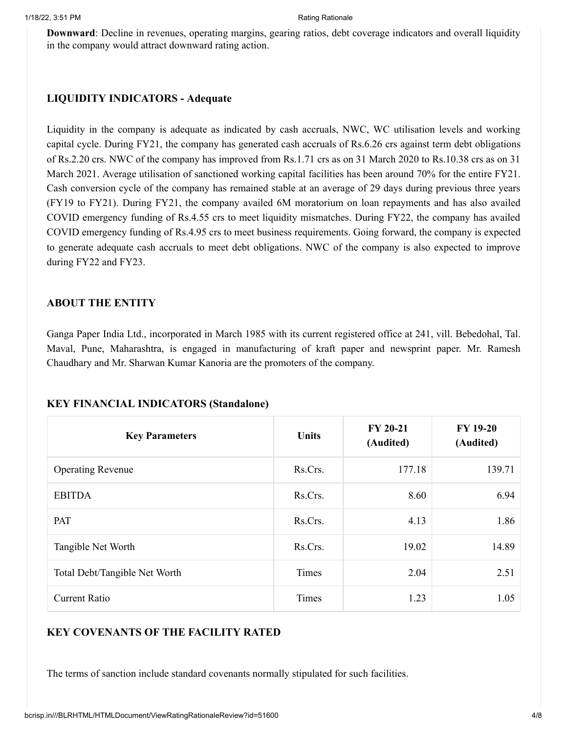**Downward**: Decline in revenues, operating margins, gearing ratios, debt coverage indicators and overall liquidity in the company would attract downward rating action.

## LIQUIDITY INDICATORS - Adequate

Liquidity in the company is adequate as indicated by cash accruals, NWC, WC utilisation levels and working capital cycle. During FY21, the company has generated cash accruals of Rs.6.26 crs against term debt obligations of Rs.2.20 crs. NWC of the company has improved from Rs.1.71 crs as on 31 March 2020 to Rs.10.38 crs as on 31 March 2021. Average utilisation of sanctioned working capital facilities has been around 70% for the entire FY21. Cash conversion cycle of the company has remained stable at an average of 29 days during previous three years (FY19 to FY21). During FY21, the company availed 6M moratorium on loan repayments and has also availed COVID emergency funding of Rs.4.55 crs to meet liquidity mismatches. During FY22, the company has availed COVID emergency funding of Rs.4.95 crs to meet business requirements. Going forward, the company is expected to generate adequate cash accruals to meet debt obligations. NWC of the company is also expected to improve during FY22 and FY23.

## ABOUT THE ENTITY

Ganga Paper India Ltd., incorporated in March 1985 with its current registered office at 241, vill. Bebedohal, Tal. Maval, Pune, Maharashtra, is engaged in manufacturing of kraft paper and newsprint paper. Mr. Ramesh Chaudhary and Mr. Sharwan Kumar Kanoria are the promoters of the company.

## KEY FINANCIAL INDICATORS (Standalone)

| Key Parameters | Units | FY 20-21 (Audited) | FY 19-20 (Audited) |
| --- | --- | --- | --- |
| Operating Revenue | Rs.Crs. | 177.18 | 139.71 |
| EBITDA | Rs.Crs. | 8.60 | 6.94 |
| PAT | Rs.Crs. | 4.13 | 1.86 |
| Tangible Net Worth | Rs.Crs. | 19.02 | 14.89 |
| Total Debt/Tangible Net Worth | Times | 2.04 | 2.51 |
| Current Ratio | Times | 1.23 | 1.05 |

## KEY COVENANTS OF THE FACILITY RATED

The terms of sanction include standard covenants normally stipulated for such facilities.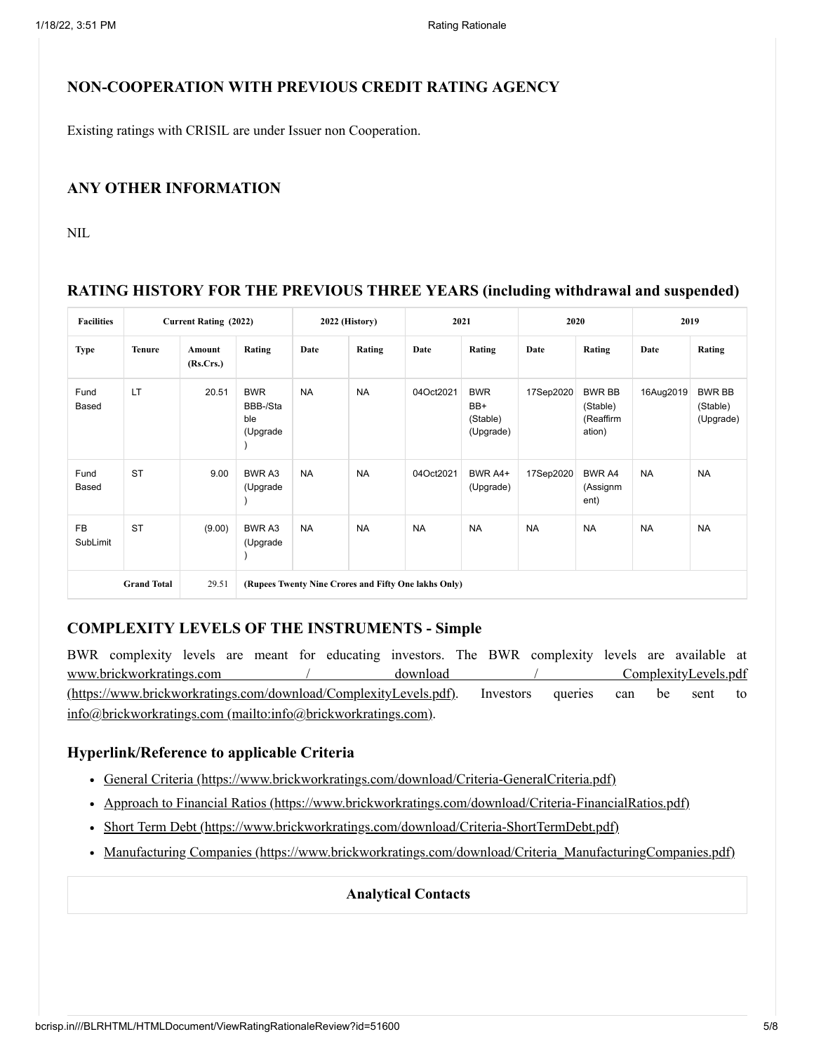## NON-COOPERATION WITH PREVIOUS CREDIT RATING AGENCY

Existing ratings with CRISIL are under Issuer non Cooperation.

## ANY OTHER INFORMATION

NIL

## RATING HISTORY FOR THE PREVIOUS THREE YEARS (including withdrawal and suspended)

| Facilities | Current Rating (2022) | | | 2022 (History) | | 2021 | | 2020 | | 2019 | |
|---|---|---|---|---|---|---|---|---|---|---|---|
| Type | Tenure | Amount (Rs.Crs.) | Rating | Date | Rating | Date | Rating | Date | Rating | Date | Rating |
| Fund Based | LT | 20.51 | BWR BBB-/Stable (Upgrade) | NA | NA | 04Oct2021 | BWR BB+ (Stable) (Upgrade) | 17Sep2020 | BWR BB (Stable) (Reaffirmation) | 16Aug2019 | BWR BB (Stable) (Upgrade) |
| Fund Based | ST | 9.00 | BWR A3 (Upgrade) | NA | NA | 04Oct2021 | BWR A4+ (Upgrade) | 17Sep2020 | BWR A4 (Assignment) | NA | NA |
| FB SubLimit | ST | (9.00) | BWR A3 (Upgrade) | NA | NA | NA | NA | NA | NA | NA | NA |
| | Grand Total | 29.51 | (Rupees Twenty Nine Crores and Fifty One lakhs Only) | | | | | | | | |

## COMPLEXITY LEVELS OF THE INSTRUMENTS - Simple

BWR complexity levels are meant for educating investors. The BWR complexity levels are available at www.brickworkratings.com / download / ComplexityLevels.pdf (https://www.brickworkratings.com/download/ComplexityLevels.pdf). Investors queries can be sent to info@brickworkratings.com (mailto:info@brickworkratings.com).

### Hyperlink/Reference to applicable Criteria

- General Criteria (https://www.brickworkratings.com/download/Criteria-GeneralCriteria.pdf)
- Approach to Financial Ratios (https://www.brickworkratings.com/download/Criteria-FinancialRatios.pdf)
- Short Term Debt (https://www.brickworkratings.com/download/Criteria-ShortTermDebt.pdf)
- Manufacturing Companies (https://www.brickworkratings.com/download/Criteria_ManufacturingCompanies.pdf)

**Analytical Contacts**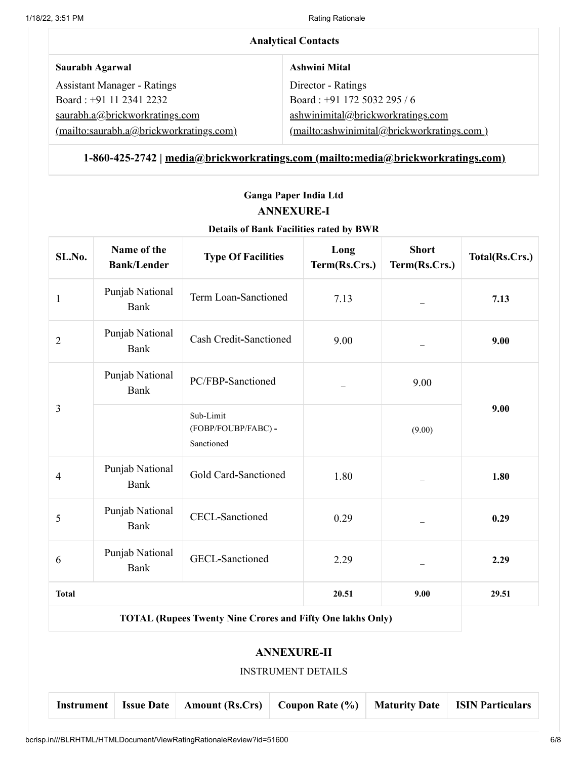| Analytical Contacts | |
|---|---|
| **Saurabh Agarwal**<br>Assistant Manager - Ratings<br>Board : +91 11 2341 2232<br>saurabh.a@brickworkratings.com (mailto:saurabh.a@brickworkratings.com) | **Ashwini Mital**<br>Director - Ratings<br>Board : +91 172 5032 295 / 6<br>ashwinimital@brickworkratings.com (mailto:ashwinimital@brickworkratings.com ) |

**1-860-425-2742 | media@brickworkratings.com (mailto:media@brickworkratings.com)**

### Ganga Paper India Ltd

## ANNEXURE-I

**Details of Bank Facilities rated by BWR**

| SL.No. | Name of the Bank/Lender | Type Of Facilities | Long Term(Rs.Crs.) | Short Term(Rs.Crs.) | Total(Rs.Crs.) |
|---|---|---|---|---|---|
| 1 | Punjab National Bank | Term Loan-Sanctioned | 7.13 | _ | **7.13** |
| 2 | Punjab National Bank | Cash Credit-Sanctioned | 9.00 | _ | **9.00** |
| 3 | Punjab National Bank | PC/FBP-Sanctioned | _ | 9.00 | **9.00** |
| | | Sub-Limit (FOBP/FOUBP/FABC) - Sanctioned | | (9.00) | |
| 4 | Punjab National Bank | Gold Card-Sanctioned | 1.80 | _ | **1.80** |
| 5 | Punjab National Bank | CECL-Sanctioned | 0.29 | _ | **0.29** |
| 6 | Punjab National Bank | GECL-Sanctioned | 2.29 | _ | **2.29** |
| **Total** | | | **20.51** | **9.00** | **29.51** |
| **TOTAL (Rupees Twenty Nine Crores and Fifty One lakhs Only)** | | | | | |

## ANNEXURE-II

INSTRUMENT DETAILS

| Instrument | Issue Date | Amount (Rs.Crs) | Coupon Rate (%) | Maturity Date | ISIN Particulars |
|---|---|---|---|---|---|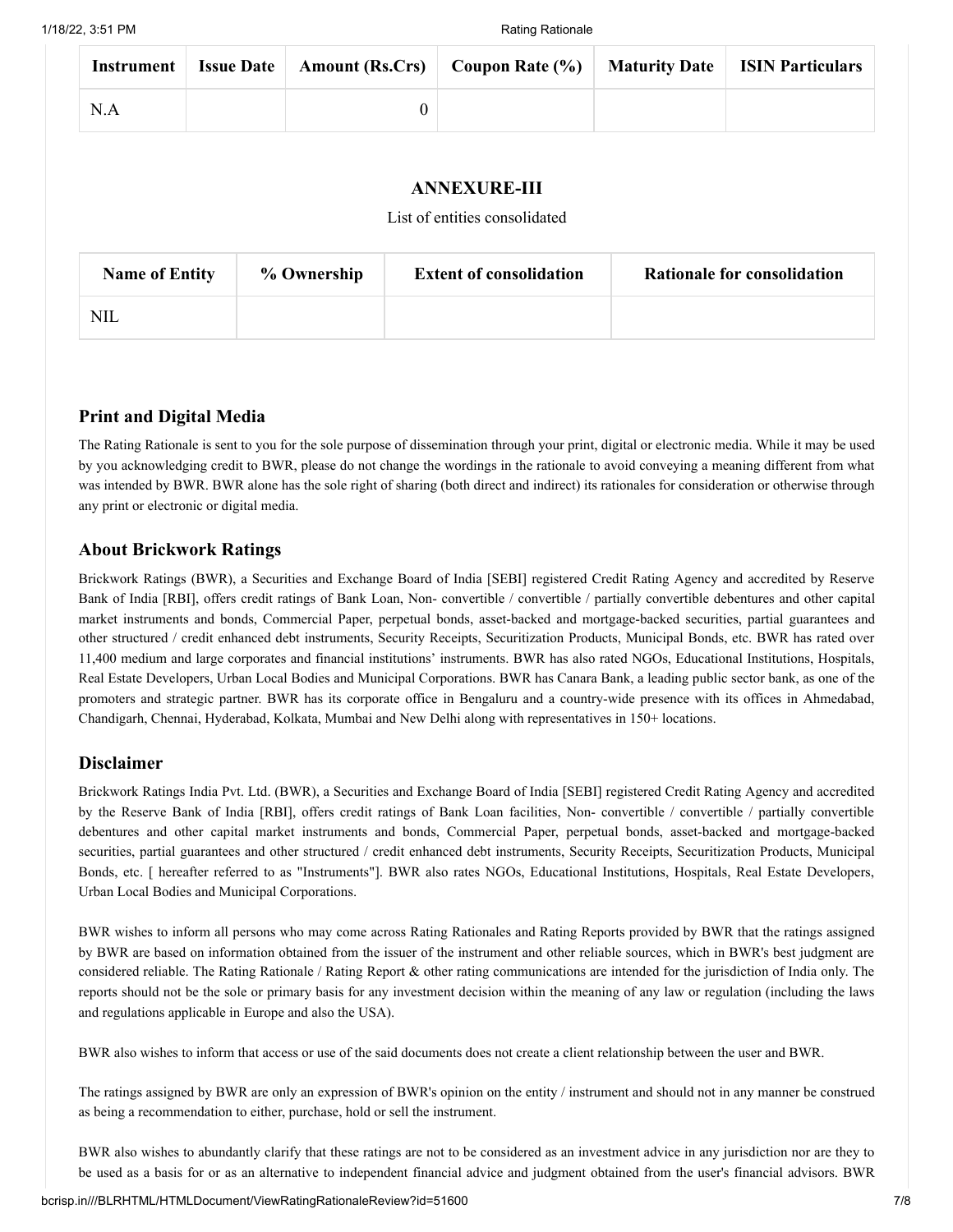| Instrument | Issue Date | Amount (Rs.Crs) | Coupon Rate (%) | Maturity Date | ISIN Particulars |
|---|---|---|---|---|---|
| N.A | | 0 | | | |

## ANNEXURE-III

List of entities consolidated

| Name of Entity | % Ownership | Extent of consolidation | Rationale for consolidation |
|---|---|---|---|
| NIL | | | |

### Print and Digital Media

The Rating Rationale is sent to you for the sole purpose of dissemination through your print, digital or electronic media. While it may be used by you acknowledging credit to BWR, please do not change the wordings in the rationale to avoid conveying a meaning different from what was intended by BWR. BWR alone has the sole right of sharing (both direct and indirect) its rationales for consideration or otherwise through any print or electronic or digital media.

### About Brickwork Ratings

Brickwork Ratings (BWR), a Securities and Exchange Board of India [SEBI] registered Credit Rating Agency and accredited by Reserve Bank of India [RBI], offers credit ratings of Bank Loan, Non- convertible / convertible / partially convertible debentures and other capital market instruments and bonds, Commercial Paper, perpetual bonds, asset-backed and mortgage-backed securities, partial guarantees and other structured / credit enhanced debt instruments, Security Receipts, Securitization Products, Municipal Bonds, etc. BWR has rated over 11,400 medium and large corporates and financial institutions' instruments. BWR has also rated NGOs, Educational Institutions, Hospitals, Real Estate Developers, Urban Local Bodies and Municipal Corporations. BWR has Canara Bank, a leading public sector bank, as one of the promoters and strategic partner. BWR has its corporate office in Bengaluru and a country-wide presence with its offices in Ahmedabad, Chandigarh, Chennai, Hyderabad, Kolkata, Mumbai and New Delhi along with representatives in 150+ locations.

### Disclaimer

Brickwork Ratings India Pvt. Ltd. (BWR), a Securities and Exchange Board of India [SEBI] registered Credit Rating Agency and accredited by the Reserve Bank of India [RBI], offers credit ratings of Bank Loan facilities, Non- convertible / convertible / partially convertible debentures and other capital market instruments and bonds, Commercial Paper, perpetual bonds, asset-backed and mortgage-backed securities, partial guarantees and other structured / credit enhanced debt instruments, Security Receipts, Securitization Products, Municipal Bonds, etc. [ hereafter referred to as "Instruments"]. BWR also rates NGOs, Educational Institutions, Hospitals, Real Estate Developers, Urban Local Bodies and Municipal Corporations.

BWR wishes to inform all persons who may come across Rating Rationales and Rating Reports provided by BWR that the ratings assigned by BWR are based on information obtained from the issuer of the instrument and other reliable sources, which in BWR's best judgment are considered reliable. The Rating Rationale / Rating Report & other rating communications are intended for the jurisdiction of India only. The reports should not be the sole or primary basis for any investment decision within the meaning of any law or regulation (including the laws and regulations applicable in Europe and also the USA).

BWR also wishes to inform that access or use of the said documents does not create a client relationship between the user and BWR.

The ratings assigned by BWR are only an expression of BWR's opinion on the entity / instrument and should not in any manner be construed as being a recommendation to either, purchase, hold or sell the instrument.

BWR also wishes to abundantly clarify that these ratings are not to be considered as an investment advice in any jurisdiction nor are they to be used as a basis for or as an alternative to independent financial advice and judgment obtained from the user's financial advisors. BWR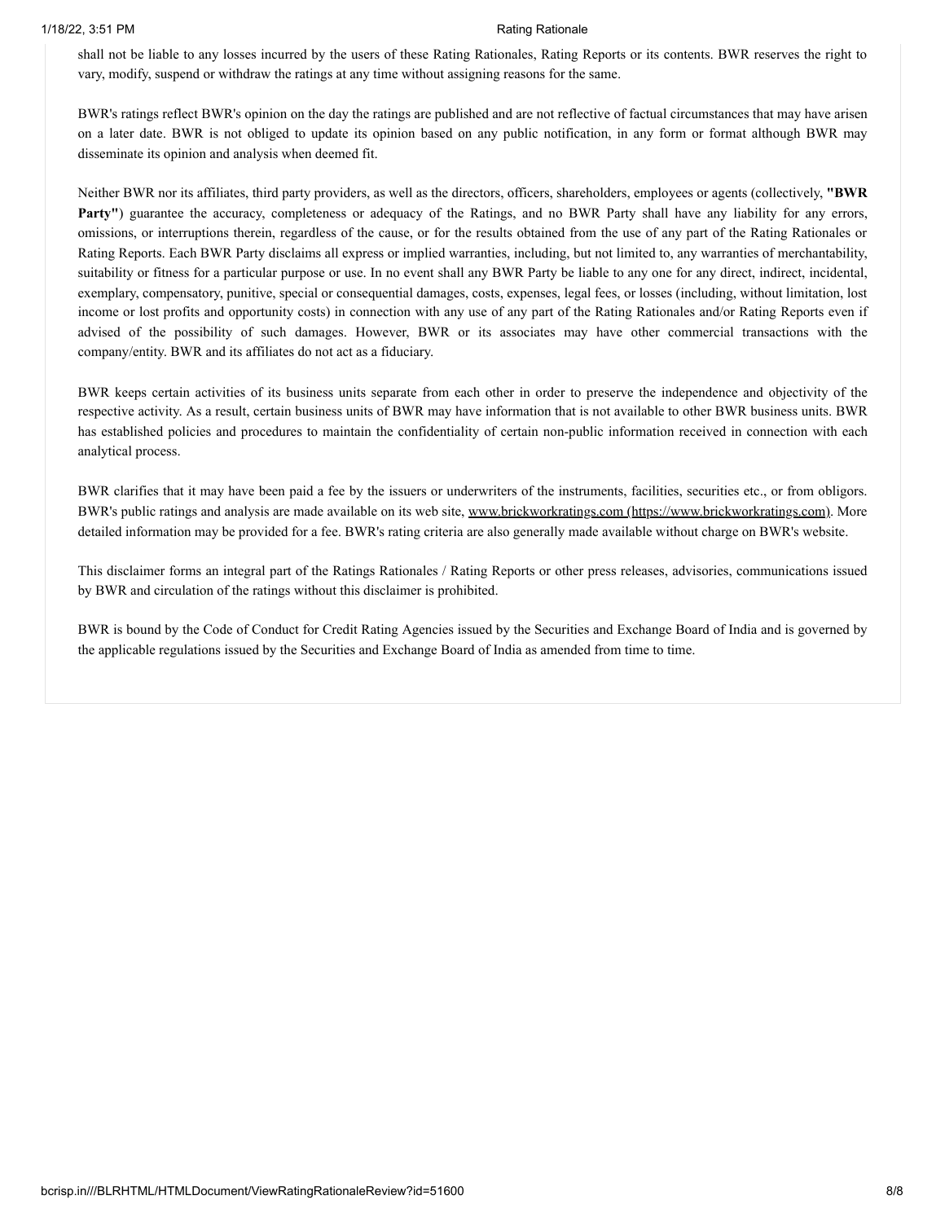shall not be liable to any losses incurred by the users of these Rating Rationales, Rating Reports or its contents. BWR reserves the right to vary, modify, suspend or withdraw the ratings at any time without assigning reasons for the same.

BWR's ratings reflect BWR's opinion on the day the ratings are published and are not reflective of factual circumstances that may have arisen on a later date. BWR is not obliged to update its opinion based on any public notification, in any form or format although BWR may disseminate its opinion and analysis when deemed fit.

Neither BWR nor its affiliates, third party providers, as well as the directors, officers, shareholders, employees or agents (collectively, **"BWR Party"**) guarantee the accuracy, completeness or adequacy of the Ratings, and no BWR Party shall have any liability for any errors, omissions, or interruptions therein, regardless of the cause, or for the results obtained from the use of any part of the Rating Rationales or Rating Reports. Each BWR Party disclaims all express or implied warranties, including, but not limited to, any warranties of merchantability, suitability or fitness for a particular purpose or use. In no event shall any BWR Party be liable to any one for any direct, indirect, incidental, exemplary, compensatory, punitive, special or consequential damages, costs, expenses, legal fees, or losses (including, without limitation, lost income or lost profits and opportunity costs) in connection with any use of any part of the Rating Rationales and/or Rating Reports even if advised of the possibility of such damages. However, BWR or its associates may have other commercial transactions with the company/entity. BWR and its affiliates do not act as a fiduciary.

BWR keeps certain activities of its business units separate from each other in order to preserve the independence and objectivity of the respective activity. As a result, certain business units of BWR may have information that is not available to other BWR business units. BWR has established policies and procedures to maintain the confidentiality of certain non-public information received in connection with each analytical process.

BWR clarifies that it may have been paid a fee by the issuers or underwriters of the instruments, facilities, securities etc., or from obligors. BWR's public ratings and analysis are made available on its web site, www.brickworkratings.com (https://www.brickworkratings.com). More detailed information may be provided for a fee. BWR's rating criteria are also generally made available without charge on BWR's website.

This disclaimer forms an integral part of the Ratings Rationales / Rating Reports or other press releases, advisories, communications issued by BWR and circulation of the ratings without this disclaimer is prohibited.

BWR is bound by the Code of Conduct for Credit Rating Agencies issued by the Securities and Exchange Board of India and is governed by the applicable regulations issued by the Securities and Exchange Board of India as amended from time to time.